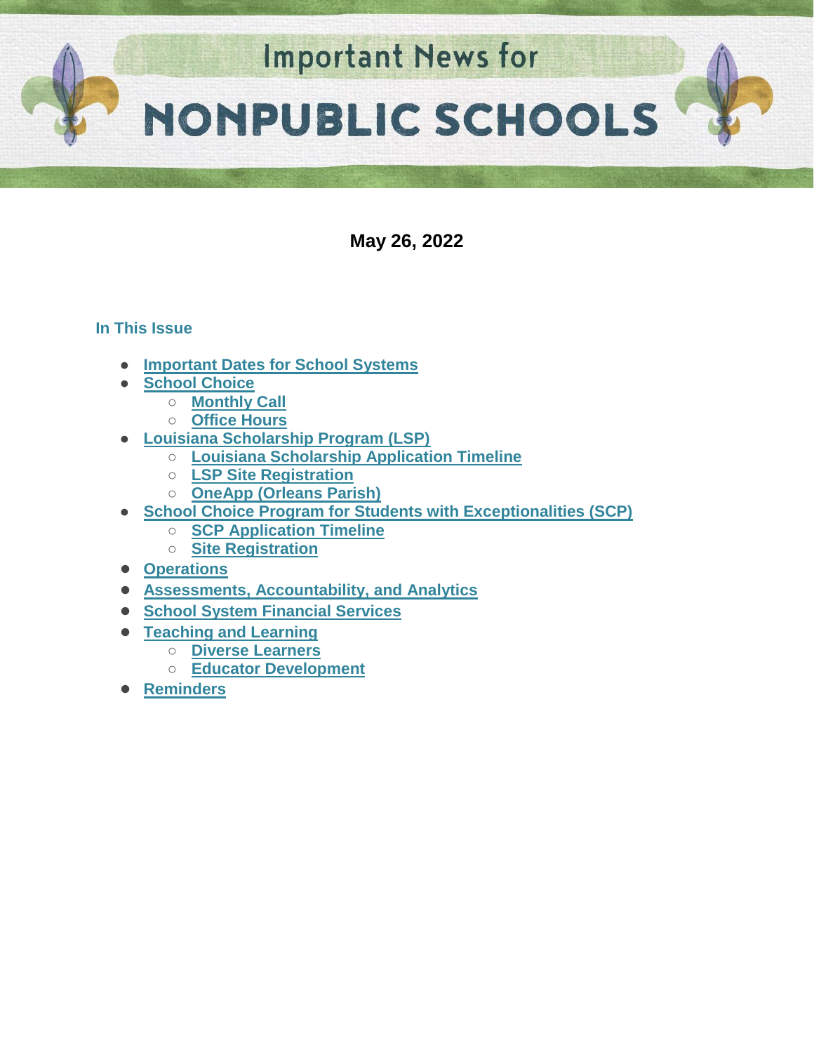# Important News for NONPUBLIC SCHOOLS

**May 26, 2022**

### In This Issue

- Important Dates for School Systems
- School Choice
    - Monthly Call
    - Office Hours
- Louisiana Scholarship Program (LSP)
    - Louisiana Scholarship Application Timeline
    - LSP Site Registration
    - OneApp (Orleans Parish)
- School Choice Program for Students with Exceptionalities (SCP)
    - SCP Application Timeline
    - Site Registration
- Operations
- Assessments, Accountability, and Analytics
- School System Financial Services
- Teaching and Learning
    - Diverse Learners
    - Educator Development
- Reminders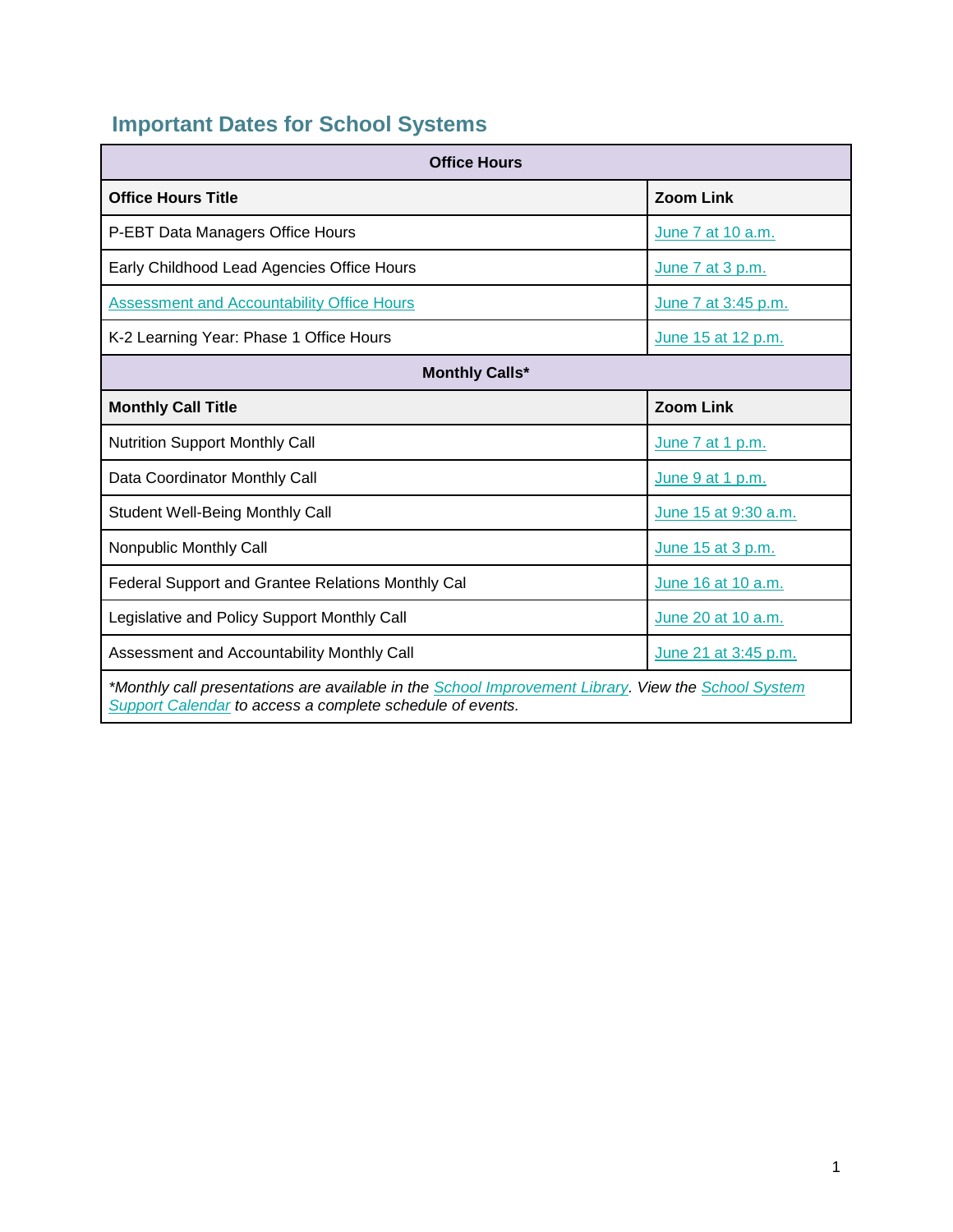## Important Dates for School Systems

| Office Hours | |
|---|---|
| **Office Hours Title** | **Zoom Link** |
| P-EBT Data Managers Office Hours | June 7 at 10 a.m. |
| Early Childhood Lead Agencies Office Hours | June 7 at 3 p.m. |
| Assessment and Accountability Office Hours | June 7 at 3:45 p.m. |
| K-2 Learning Year: Phase 1 Office Hours | June 15 at 12 p.m. |
| **Monthly Calls*** | |
| **Monthly Call Title** | **Zoom Link** |
| Nutrition Support Monthly Call | June 7 at 1 p.m. |
| Data Coordinator Monthly Call | June 9 at 1 p.m. |
| Student Well-Being Monthly Call | June 15 at 9:30 a.m. |
| Nonpublic Monthly Call | June 15 at 3 p.m. |
| Federal Support and Grantee Relations Monthly Cal | June 16 at 10 a.m. |
| Legislative and Policy Support Monthly Call | June 20 at 10 a.m. |
| Assessment and Accountability Monthly Call | June 21 at 3:45 p.m. |

*\*Monthly call presentations are available in the School Improvement Library. View the School System Support Calendar to access a complete schedule of events.*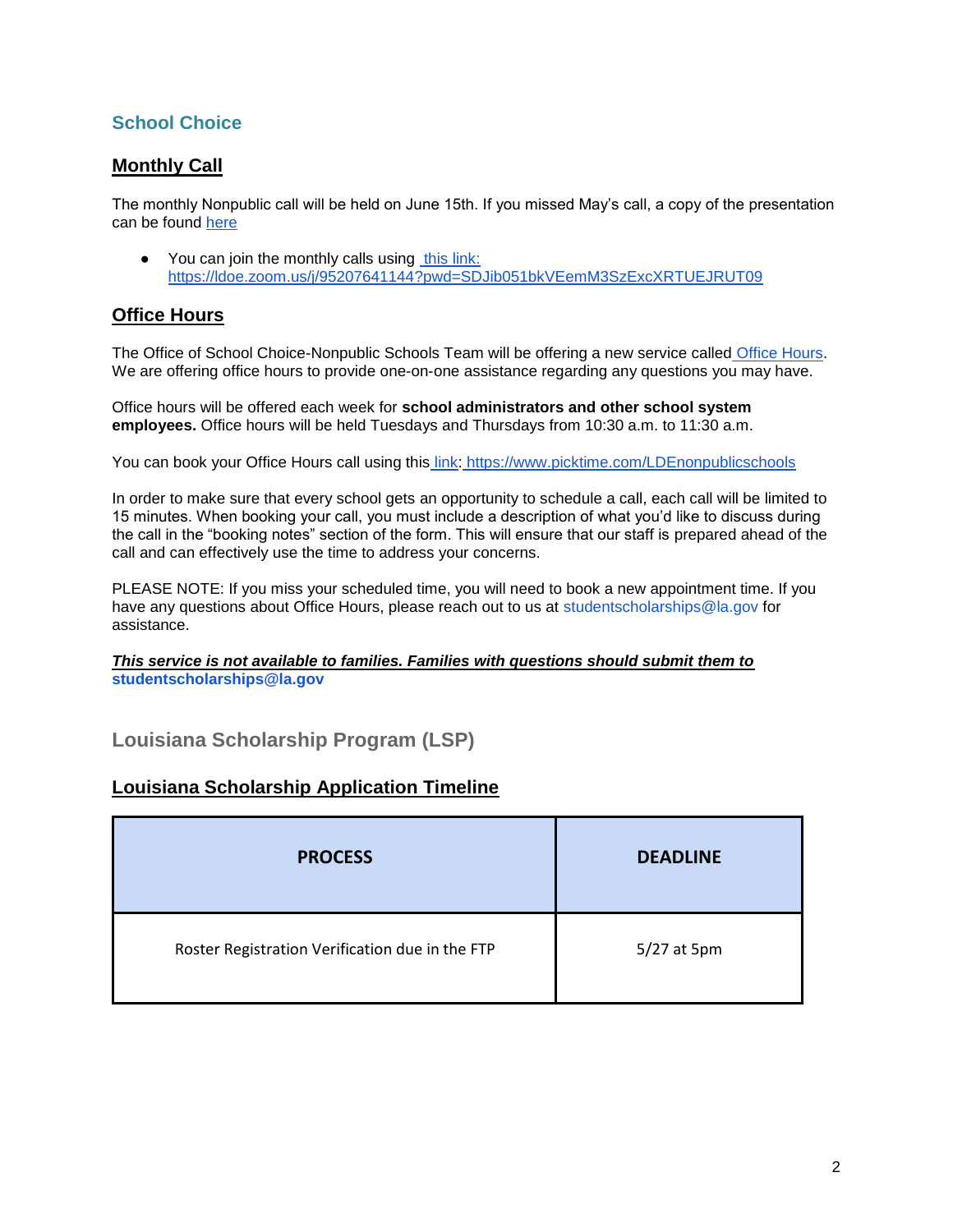## School Choice

### Monthly Call

The monthly Nonpublic call will be held on June 15th. If you missed May's call, a copy of the presentation can be found here

- You can join the monthly calls using this link: https://ldoe.zoom.us/j/95207641144?pwd=SDJib051bkVEemM3SzExcXRTUEJRUT09

### Office Hours

The Office of School Choice-Nonpublic Schools Team will be offering a new service called Office Hours. We are offering office hours to provide one-on-one assistance regarding any questions you may have.

Office hours will be offered each week for **school administrators and other school system employees.** Office hours will be held Tuesdays and Thursdays from 10:30 a.m. to 11:30 a.m.

You can book your Office Hours call using this link: https://www.picktime.com/LDEnonpublicschools

In order to make sure that every school gets an opportunity to schedule a call, each call will be limited to 15 minutes. When booking your call, you must include a description of what you'd like to discuss during the call in the "booking notes" section of the form. This will ensure that our staff is prepared ahead of the call and can effectively use the time to address your concerns.

PLEASE NOTE: If you miss your scheduled time, you will need to book a new appointment time. If you have any questions about Office Hours, please reach out to us at studentscholarships@la.gov for assistance.

***This service is not available to families. Families with questions should submit them to*** **studentscholarships@la.gov**

## Louisiana Scholarship Program (LSP)

### Louisiana Scholarship Application Timeline

| PROCESS | DEADLINE |
| --- | --- |
| Roster Registration Verification due in the FTP | 5/27 at 5pm |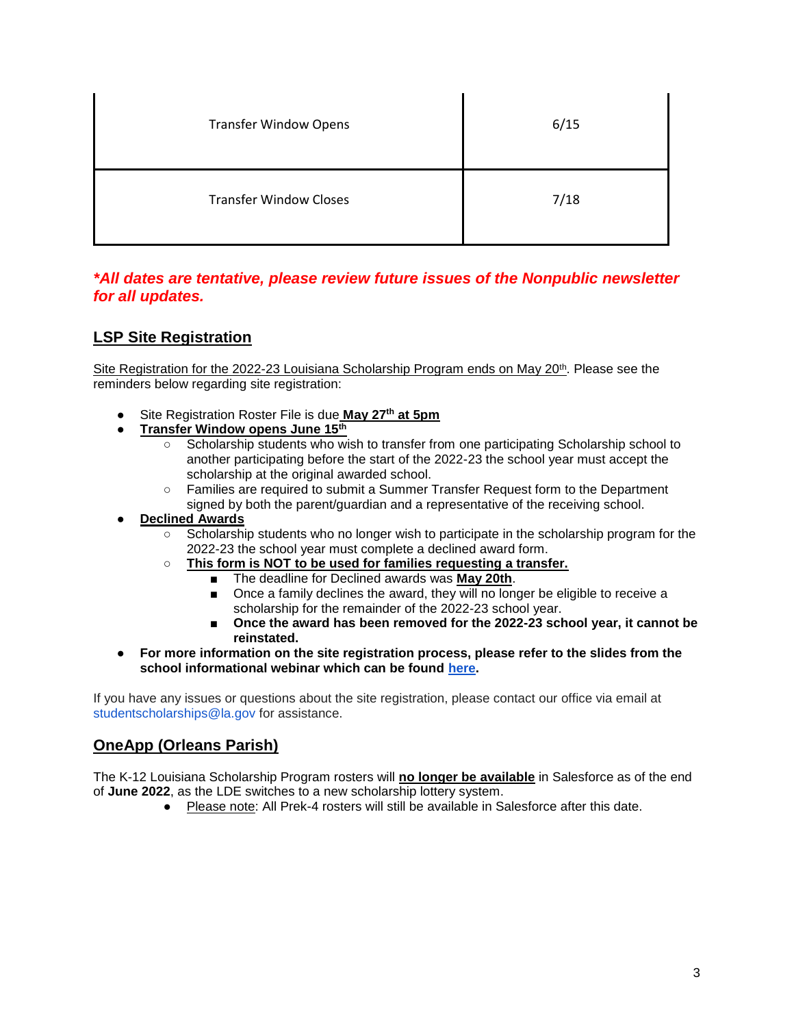| Transfer Window Opens | 6/15 |
|---|---|
| Transfer Window Closes | 7/18 |

***All dates are tentative, please review future issues of the Nonpublic newsletter for all updates.***

## LSP Site Registration

Site Registration for the 2022-23 Louisiana Scholarship Program ends on May 20th. Please see the reminders below regarding site registration:

- Site Registration Roster File is due **May 27th at 5pm**
- **Transfer Window opens June 15th**
  - Scholarship students who wish to transfer from one participating Scholarship school to another participating before the start of the 2022-23 the school year must accept the scholarship at the original awarded school.
  - Families are required to submit a Summer Transfer Request form to the Department signed by both the parent/guardian and a representative of the receiving school.
- **Declined Awards**
  - Scholarship students who no longer wish to participate in the scholarship program for the 2022-23 the school year must complete a declined award form.
  - **This form is NOT to be used for families requesting a transfer.**
    - The deadline for Declined awards was **May 20th**.
    - Once a family declines the award, they will no longer be eligible to receive a scholarship for the remainder of the 2022-23 school year.
    - **Once the award has been removed for the 2022-23 school year, it cannot be reinstated.**
- **For more information on the site registration process, please refer to the slides from the school informational webinar which can be found here.**

If you have any issues or questions about the site registration, please contact our office via email at studentscholarships@la.gov for assistance.

## OneApp (Orleans Parish)

The K-12 Louisiana Scholarship Program rosters will **no longer be available** in Salesforce as of the end of **June 2022**, as the LDE switches to a new scholarship lottery system.

- Please note: All Prek-4 rosters will still be available in Salesforce after this date.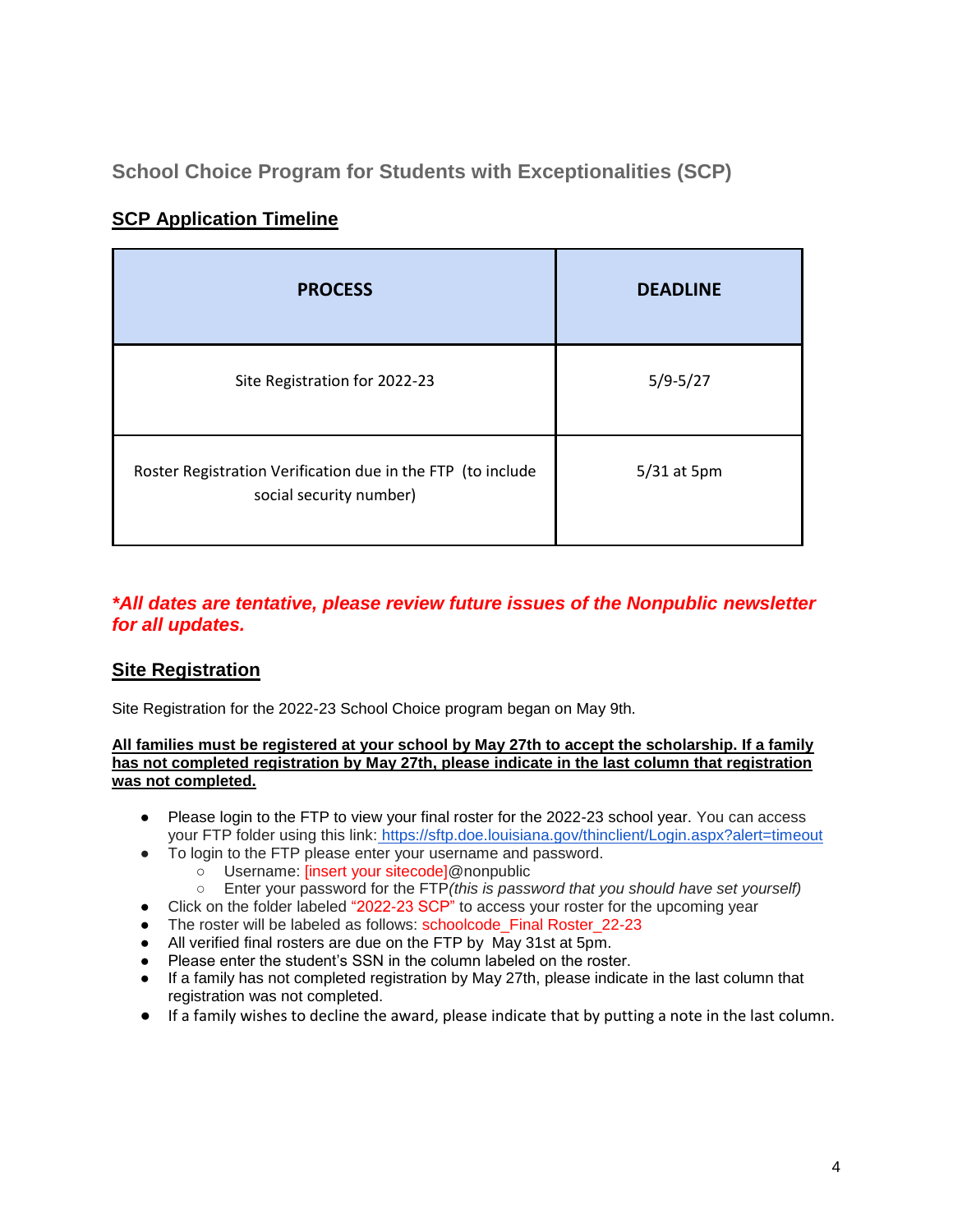## School Choice Program for Students with Exceptionalities (SCP)

### SCP Application Timeline

| PROCESS | DEADLINE |
| --- | --- |
| Site Registration for 2022-23 | 5/9-5/27 |
| Roster Registration Verification due in the FTP (to include social security number) | 5/31 at 5pm |

***All dates are tentative, please review future issues of the Nonpublic newsletter for all updates.**

### Site Registration

Site Registration for the 2022-23 School Choice program began on May 9th.

**All families must be registered at your school by May 27th to accept the scholarship. If a family has not completed registration by May 27th, please indicate in the last column that registration was not completed.**

- Please login to the FTP to view your final roster for the 2022-23 school year. You can access your FTP folder using this link: https://sftp.doe.louisiana.gov/thinclient/Login.aspx?alert=timeout
- To login to the FTP please enter your username and password.
  - Username: [insert your sitecode]@nonpublic
  - Enter your password for the FTP *(this is password that you should have set yourself)*
- Click on the folder labeled "2022-23 SCP" to access your roster for the upcoming year
- The roster will be labeled as follows: schoolcode_Final Roster_22-23
- All verified final rosters are due on the FTP by May 31st at 5pm.
- Please enter the student's SSN in the column labeled on the roster.
- If a family has not completed registration by May 27th, please indicate in the last column that registration was not completed.
- If a family wishes to decline the award, please indicate that by putting a note in the last column.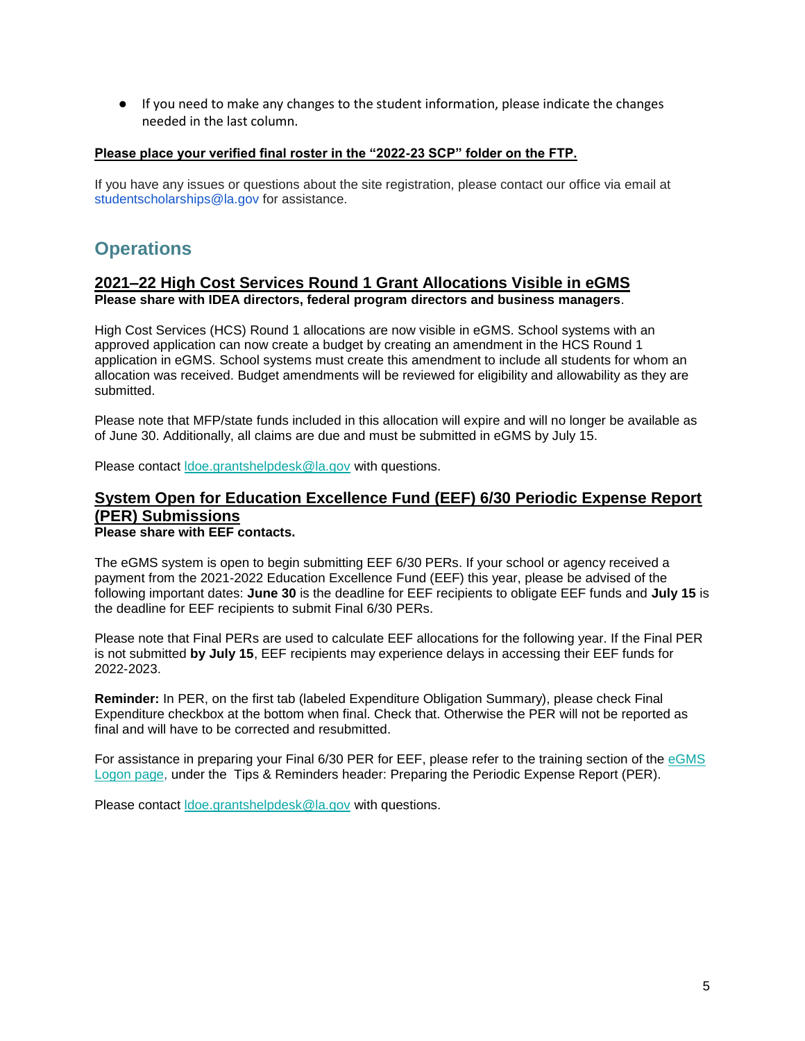- If you need to make any changes to the student information, please indicate the changes needed in the last column.

**Please place your verified final roster in the "2022-23 SCP" folder on the FTP.**

If you have any issues or questions about the site registration, please contact our office via email at studentscholarships@la.gov for assistance.

## Operations

### 2021–22 High Cost Services Round 1 Grant Allocations Visible in eGMS

**Please share with IDEA directors, federal program directors and business managers**.

High Cost Services (HCS) Round 1 allocations are now visible in eGMS. School systems with an approved application can now create a budget by creating an amendment in the HCS Round 1 application in eGMS. School systems must create this amendment to include all students for whom an allocation was received. Budget amendments will be reviewed for eligibility and allowability as they are submitted.

Please note that MFP/state funds included in this allocation will expire and will no longer be available as of June 30. Additionally, all claims are due and must be submitted in eGMS by July 15.

Please contact ldoe.grantshelpdesk@la.gov with questions.

### System Open for Education Excellence Fund (EEF) 6/30 Periodic Expense Report (PER) Submissions

**Please share with EEF contacts.**

The eGMS system is open to begin submitting EEF 6/30 PERs. If your school or agency received a payment from the 2021-2022 Education Excellence Fund (EEF) this year, please be advised of the following important dates: **June 30** is the deadline for EEF recipients to obligate EEF funds and **July 15** is the deadline for EEF recipients to submit Final 6/30 PERs.

Please note that Final PERs are used to calculate EEF allocations for the following year. If the Final PER is not submitted **by July 15**, EEF recipients may experience delays in accessing their EEF funds for 2022-2023.

**Reminder:** In PER, on the first tab (labeled Expenditure Obligation Summary), please check Final Expenditure checkbox at the bottom when final. Check that. Otherwise the PER will not be reported as final and will have to be corrected and resubmitted.

For assistance in preparing your Final 6/30 PER for EEF, please refer to the training section of the eGMS Logon page, under the Tips & Reminders header: Preparing the Periodic Expense Report (PER).

Please contact ldoe.grantshelpdesk@la.gov with questions.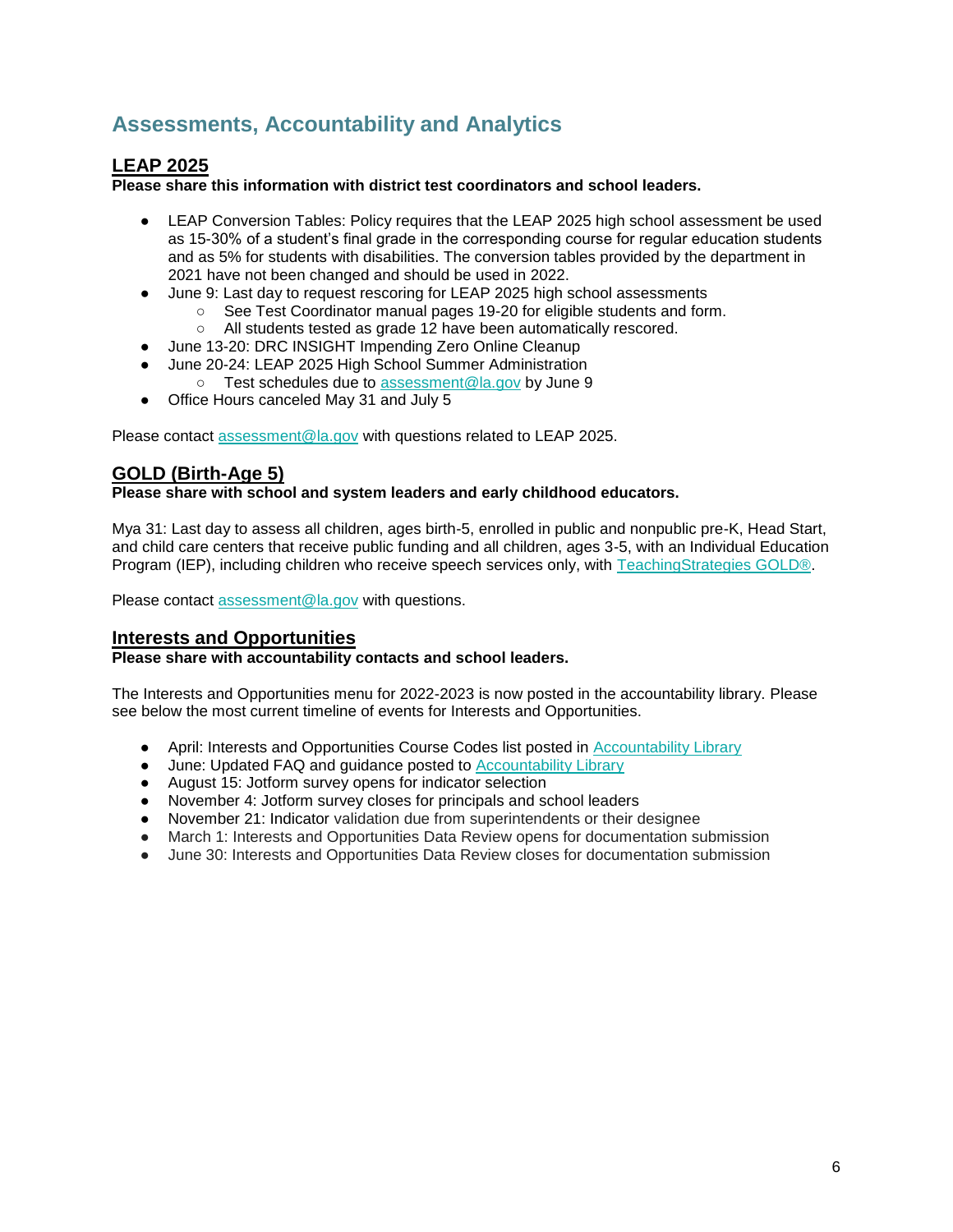## Assessments, Accountability and Analytics

### LEAP 2025

**Please share this information with district test coordinators and school leaders.**

- LEAP Conversion Tables: Policy requires that the LEAP 2025 high school assessment be used as 15-30% of a student's final grade in the corresponding course for regular education students and as 5% for students with disabilities. The conversion tables provided by the department in 2021 have not been changed and should be used in 2022.
- June 9: Last day to request rescoring for LEAP 2025 high school assessments
  - See Test Coordinator manual pages 19-20 for eligible students and form.
  - All students tested as grade 12 have been automatically rescored.
- June 13-20: DRC INSIGHT Impending Zero Online Cleanup
- June 20-24: LEAP 2025 High School Summer Administration
  - Test schedules due to assessment@la.gov by June 9
- Office Hours canceled May 31 and July 5

Please contact assessment@la.gov with questions related to LEAP 2025.

### GOLD (Birth-Age 5)

**Please share with school and system leaders and early childhood educators.**

Mya 31: Last day to assess all children, ages birth-5, enrolled in public and nonpublic pre-K, Head Start, and child care centers that receive public funding and all children, ages 3-5, with an Individual Education Program (IEP), including children who receive speech services only, with TeachingStrategies GOLD®.

Please contact assessment@la.gov with questions.

### Interests and Opportunities

**Please share with accountability contacts and school leaders.**

The Interests and Opportunities menu for 2022-2023 is now posted in the accountability library. Please see below the most current timeline of events for Interests and Opportunities.

- April: Interests and Opportunities Course Codes list posted in Accountability Library
- June: Updated FAQ and guidance posted to Accountability Library
- August 15: Jotform survey opens for indicator selection
- November 4: Jotform survey closes for principals and school leaders
- November 21: Indicator validation due from superintendents or their designee
- March 1: Interests and Opportunities Data Review opens for documentation submission
- June 30: Interests and Opportunities Data Review closes for documentation submission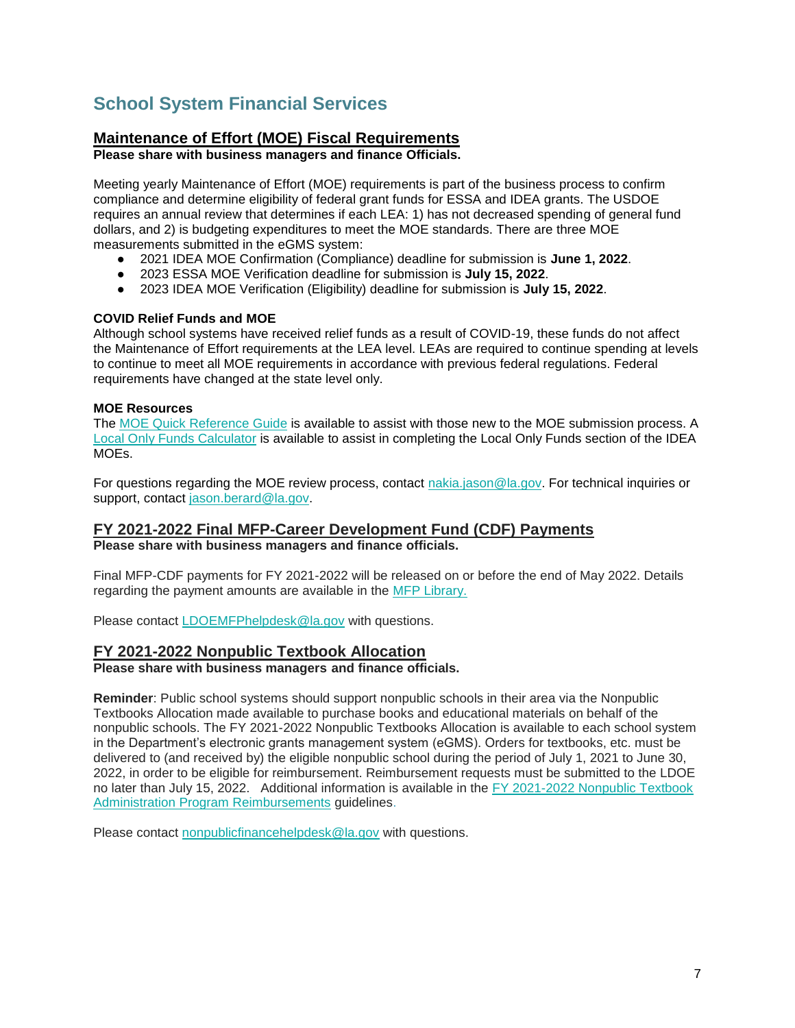# School System Financial Services

## Maintenance of Effort (MOE) Fiscal Requirements

**Please share with business managers and finance Officials.**

Meeting yearly Maintenance of Effort (MOE) requirements is part of the business process to confirm compliance and determine eligibility of federal grant funds for ESSA and IDEA grants. The USDOE requires an annual review that determines if each LEA: 1) has not decreased spending of general fund dollars, and 2) is budgeting expenditures to meet the MOE standards. There are three MOE measurements submitted in the eGMS system:

- 2021 IDEA MOE Confirmation (Compliance) deadline for submission is **June 1, 2022**.
- 2023 ESSA MOE Verification deadline for submission is **July 15, 2022**.
- 2023 IDEA MOE Verification (Eligibility) deadline for submission is **July 15, 2022**.

**COVID Relief Funds and MOE**

Although school systems have received relief funds as a result of COVID-19, these funds do not affect the Maintenance of Effort requirements at the LEA level. LEAs are required to continue spending at levels to continue to meet all MOE requirements in accordance with previous federal regulations. Federal requirements have changed at the state level only.

**MOE Resources**

The MOE Quick Reference Guide is available to assist with those new to the MOE submission process. A Local Only Funds Calculator is available to assist in completing the Local Only Funds section of the IDEA MOEs.

For questions regarding the MOE review process, contact nakia.jason@la.gov. For technical inquiries or support, contact jason.berard@la.gov.

## FY 2021-2022 Final MFP-Career Development Fund (CDF) Payments

**Please share with business managers and finance officials.**

Final MFP-CDF payments for FY 2021-2022 will be released on or before the end of May 2022. Details regarding the payment amounts are available in the MFP Library.

Please contact LDOEMFPhelpdesk@la.gov with questions.

## FY 2021-2022 Nonpublic Textbook Allocation

**Please share with business managers and finance officials.**

**Reminder**: Public school systems should support nonpublic schools in their area via the Nonpublic Textbooks Allocation made available to purchase books and educational materials on behalf of the nonpublic schools. The FY 2021-2022 Nonpublic Textbooks Allocation is available to each school system in the Department's electronic grants management system (eGMS). Orders for textbooks, etc. must be delivered to (and received by) the eligible nonpublic school during the period of July 1, 2021 to June 30, 2022, in order to be eligible for reimbursement. Reimbursement requests must be submitted to the LDOE no later than July 15, 2022. Additional information is available in the FY 2021-2022 Nonpublic Textbook Administration Program Reimbursements guidelines.

Please contact nonpublicfinancehelpdesk@la.gov with questions.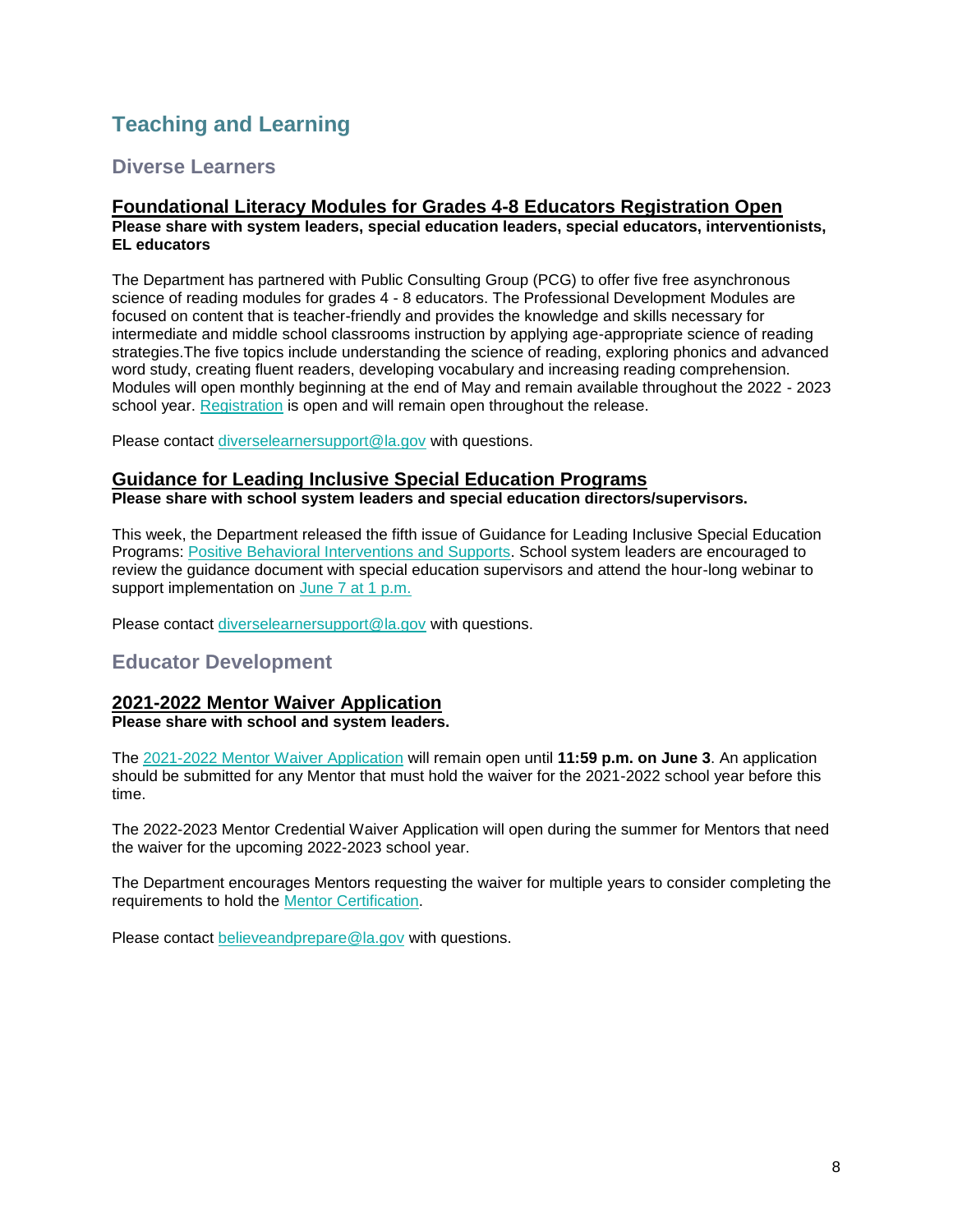# Teaching and Learning

## Diverse Learners

### Foundational Literacy Modules for Grades 4-8 Educators Registration Open

**Please share with system leaders, special education leaders, special educators, interventionists, EL educators**

The Department has partnered with Public Consulting Group (PCG) to offer five free asynchronous science of reading modules for grades 4 - 8 educators. The Professional Development Modules are focused on content that is teacher-friendly and provides the knowledge and skills necessary for intermediate and middle school classrooms instruction by applying age-appropriate science of reading strategies.The five topics include understanding the science of reading, exploring phonics and advanced word study, creating fluent readers, developing vocabulary and increasing reading comprehension. Modules will open monthly beginning at the end of May and remain available throughout the 2022 - 2023 school year. Registration is open and will remain open throughout the release.

Please contact diverselearnersupport@la.gov with questions.

### Guidance for Leading Inclusive Special Education Programs

**Please share with school system leaders and special education directors/supervisors.**

This week, the Department released the fifth issue of Guidance for Leading Inclusive Special Education Programs: Positive Behavioral Interventions and Supports. School system leaders are encouraged to review the guidance document with special education supervisors and attend the hour-long webinar to support implementation on June 7 at 1 p.m.

Please contact diverselearnersupport@la.gov with questions.

## Educator Development

### 2021-2022 Mentor Waiver Application

**Please share with school and system leaders.**

The 2021-2022 Mentor Waiver Application will remain open until **11:59 p.m. on June 3**. An application should be submitted for any Mentor that must hold the waiver for the 2021-2022 school year before this time.

The 2022-2023 Mentor Credential Waiver Application will open during the summer for Mentors that need the waiver for the upcoming 2022-2023 school year.

The Department encourages Mentors requesting the waiver for multiple years to consider completing the requirements to hold the Mentor Certification.

Please contact believeandprepare@la.gov with questions.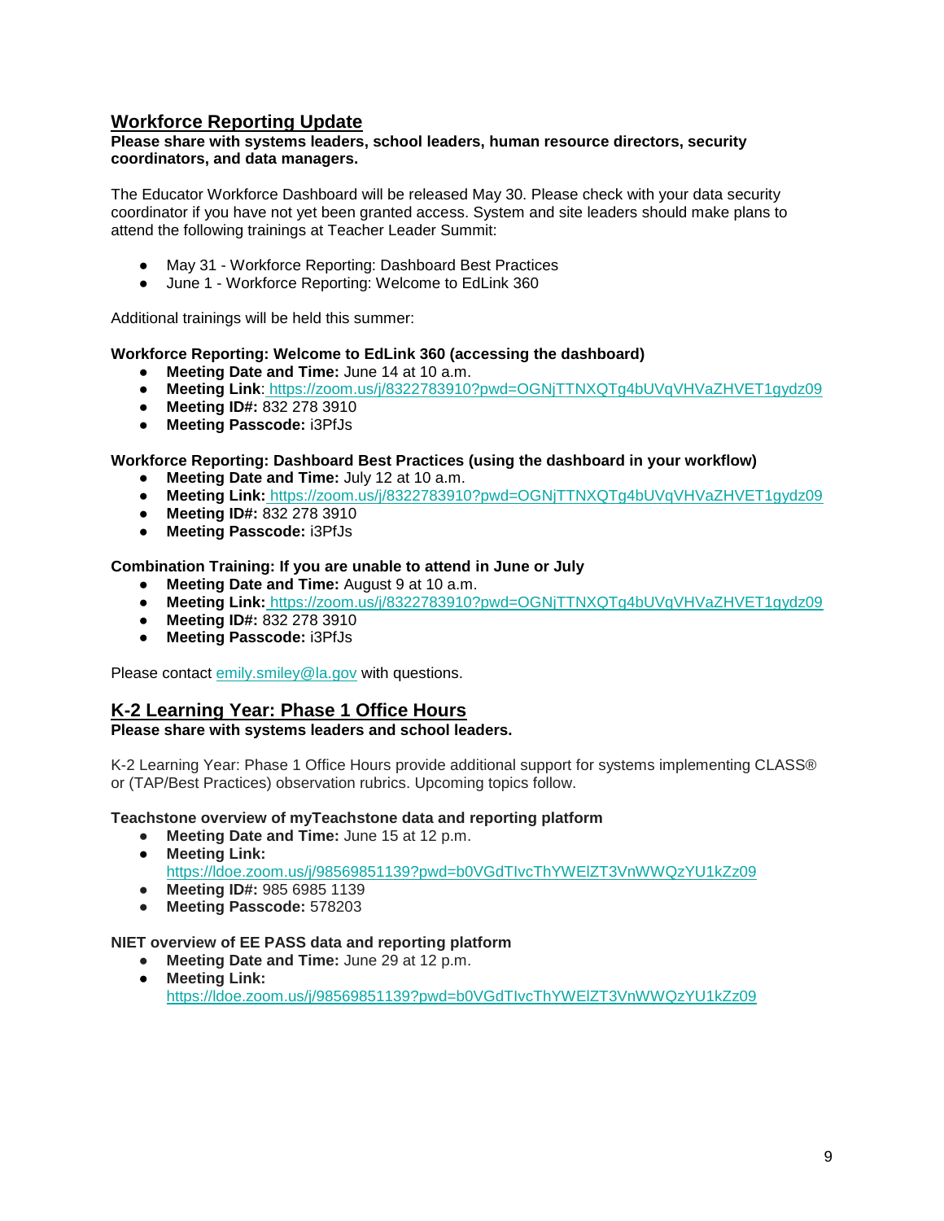## Workforce Reporting Update

**Please share with systems leaders, school leaders, human resource directors, security coordinators, and data managers.**

The Educator Workforce Dashboard will be released May 30. Please check with your data security coordinator if you have not yet been granted access. System and site leaders should make plans to attend the following trainings at Teacher Leader Summit:

- May 31 - Workforce Reporting: Dashboard Best Practices
- June 1 - Workforce Reporting: Welcome to EdLink 360

Additional trainings will be held this summer:

**Workforce Reporting: Welcome to EdLink 360 (accessing the dashboard)**

- **Meeting Date and Time:** June 14 at 10 a.m.
- **Meeting Link**: https://zoom.us/j/8322783910?pwd=OGNjTTNXQTg4bUVqVHVaZHVET1gydz09
- **Meeting ID#:** 832 278 3910
- **Meeting Passcode:** i3PfJs

**Workforce Reporting: Dashboard Best Practices (using the dashboard in your workflow)**

- **Meeting Date and Time:** July 12 at 10 a.m.
- **Meeting Link:** https://zoom.us/j/8322783910?pwd=OGNjTTNXQTg4bUVqVHVaZHVET1gydz09
- **Meeting ID#:** 832 278 3910
- **Meeting Passcode:** i3PfJs

**Combination Training: If you are unable to attend in June or July**

- **Meeting Date and Time:** August 9 at 10 a.m.
- **Meeting Link:** https://zoom.us/j/8322783910?pwd=OGNjTTNXQTg4bUVqVHVaZHVET1gydz09
- **Meeting ID#:** 832 278 3910
- **Meeting Passcode:** i3PfJs

Please contact emily.smiley@la.gov with questions.

## K-2 Learning Year: Phase 1 Office Hours

**Please share with systems leaders and school leaders.**

K-2 Learning Year: Phase 1 Office Hours provide additional support for systems implementing CLASS® or (TAP/Best Practices) observation rubrics. Upcoming topics follow.

**Teachstone overview of myTeachstone data and reporting platform**

- **Meeting Date and Time:** June 15 at 12 p.m.
- **Meeting Link:** https://ldoe.zoom.us/j/98569851139?pwd=b0VGdTIvcThYWElZT3VnWWQzYU1kZz09
- **Meeting ID#:** 985 6985 1139
- **Meeting Passcode:** 578203

**NIET overview of EE PASS data and reporting platform**

- **Meeting Date and Time:** June 29 at 12 p.m.
- **Meeting Link:** https://ldoe.zoom.us/j/98569851139?pwd=b0VGdTIvcThYWElZT3VnWWQzYU1kZz09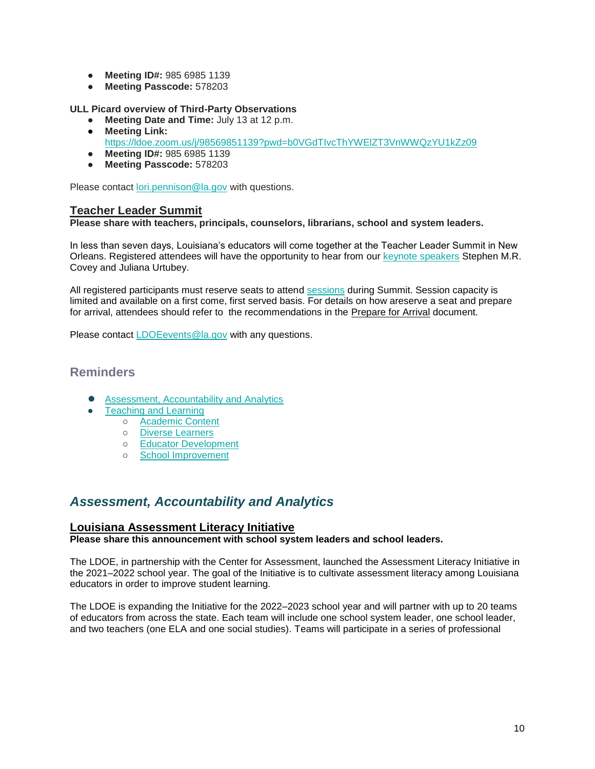- **Meeting ID#:** 985 6985 1139
- **Meeting Passcode:** 578203

**ULL Picard overview of Third-Party Observations**

- **Meeting Date and Time:** July 13 at 12 p.m.
- **Meeting Link:** https://ldoe.zoom.us/j/98569851139?pwd=b0VGdTIvcThYWElZT3VnWWQzYU1kZz09
- **Meeting ID#:** 985 6985 1139
- **Meeting Passcode:** 578203

Please contact lori.pennison@la.gov with questions.

### Teacher Leader Summit

**Please share with teachers, principals, counselors, librarians, school and system leaders.**

In less than seven days, Louisiana's educators will come together at the Teacher Leader Summit in New Orleans. Registered attendees will have the opportunity to hear from our keynote speakers Stephen M.R. Covey and Juliana Urtubey.

All registered participants must reserve seats to attend sessions during Summit. Session capacity is limited and available on a first come, first served basis. For details on how areserve a seat and prepare for arrival, attendees should refer to the recommendations in the Prepare for Arrival document.

Please contact LDOEevents@la.gov with any questions.

## Reminders

- Assessment, Accountability and Analytics
- Teaching and Learning
  - Academic Content
  - Diverse Learners
  - Educator Development
  - School Improvement

## *Assessment, Accountability and Analytics*

### Louisiana Assessment Literacy Initiative

**Please share this announcement with school system leaders and school leaders.**

The LDOE, in partnership with the Center for Assessment, launched the Assessment Literacy Initiative in the 2021–2022 school year. The goal of the Initiative is to cultivate assessment literacy among Louisiana educators in order to improve student learning.

The LDOE is expanding the Initiative for the 2022–2023 school year and will partner with up to 20 teams of educators from across the state. Each team will include one school system leader, one school leader, and two teachers (one ELA and one social studies). Teams will participate in a series of professional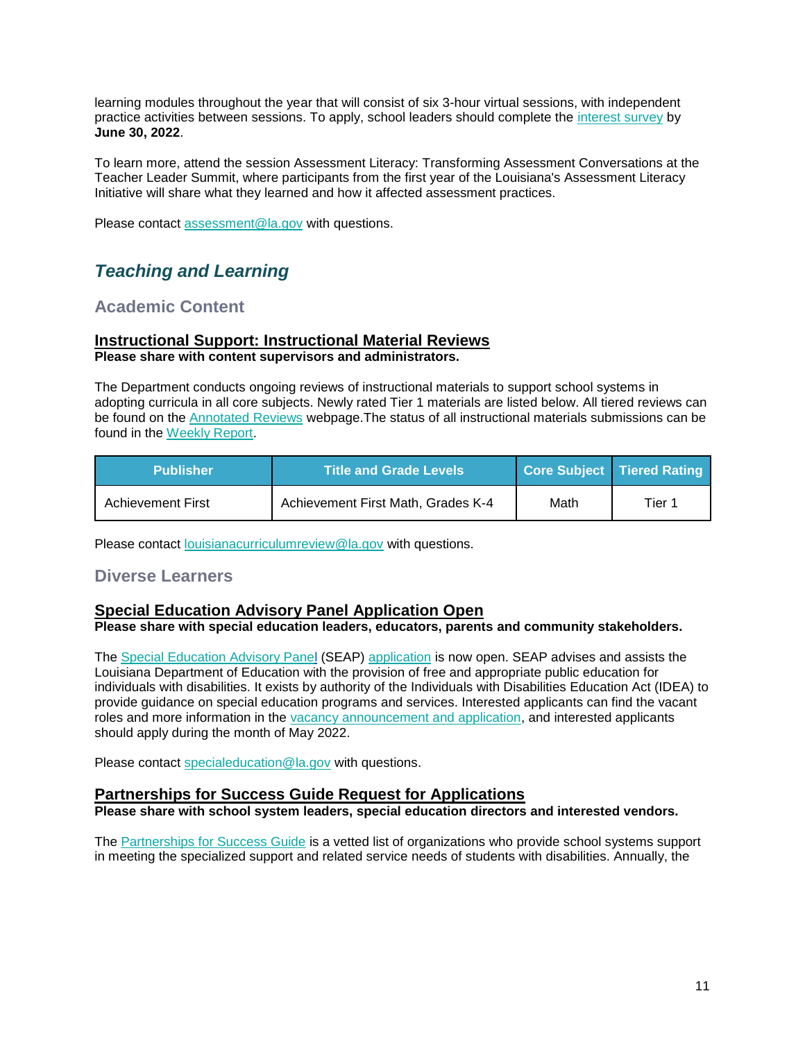learning modules throughout the year that will consist of six 3-hour virtual sessions, with independent practice activities between sessions. To apply, school leaders should complete the interest survey by **June 30, 2022**.

To learn more, attend the session Assessment Literacy: Transforming Assessment Conversations at the Teacher Leader Summit, where participants from the first year of the Louisiana's Assessment Literacy Initiative will share what they learned and how it affected assessment practices.

Please contact assessment@la.gov with questions.

## *Teaching and Learning*

### Academic Content

#### Instructional Support: Instructional Material Reviews

**Please share with content supervisors and administrators.**

The Department conducts ongoing reviews of instructional materials to support school systems in adopting curricula in all core subjects. Newly rated Tier 1 materials are listed below. All tiered reviews can be found on the Annotated Reviews webpage.The status of all instructional materials submissions can be found in the Weekly Report.

| Publisher | Title and Grade Levels | Core Subject | Tiered Rating |
|---|---|---|---|
| Achievement First | Achievement First Math, Grades K-4 | Math | Tier 1 |

Please contact louisianacurriculumreview@la.gov with questions.

### Diverse Learners

#### Special Education Advisory Panel Application Open

**Please share with special education leaders, educators, parents and community stakeholders.**

The Special Education Advisory Panel (SEAP) application is now open. SEAP advises and assists the Louisiana Department of Education with the provision of free and appropriate public education for individuals with disabilities. It exists by authority of the Individuals with Disabilities Education Act (IDEA) to provide guidance on special education programs and services. Interested applicants can find the vacant roles and more information in the vacancy announcement and application, and interested applicants should apply during the month of May 2022.

Please contact specialeducation@la.gov with questions.

#### Partnerships for Success Guide Request for Applications

**Please share with school system leaders, special education directors and interested vendors.**

The Partnerships for Success Guide is a vetted list of organizations who provide school systems support in meeting the specialized support and related service needs of students with disabilities. Annually, the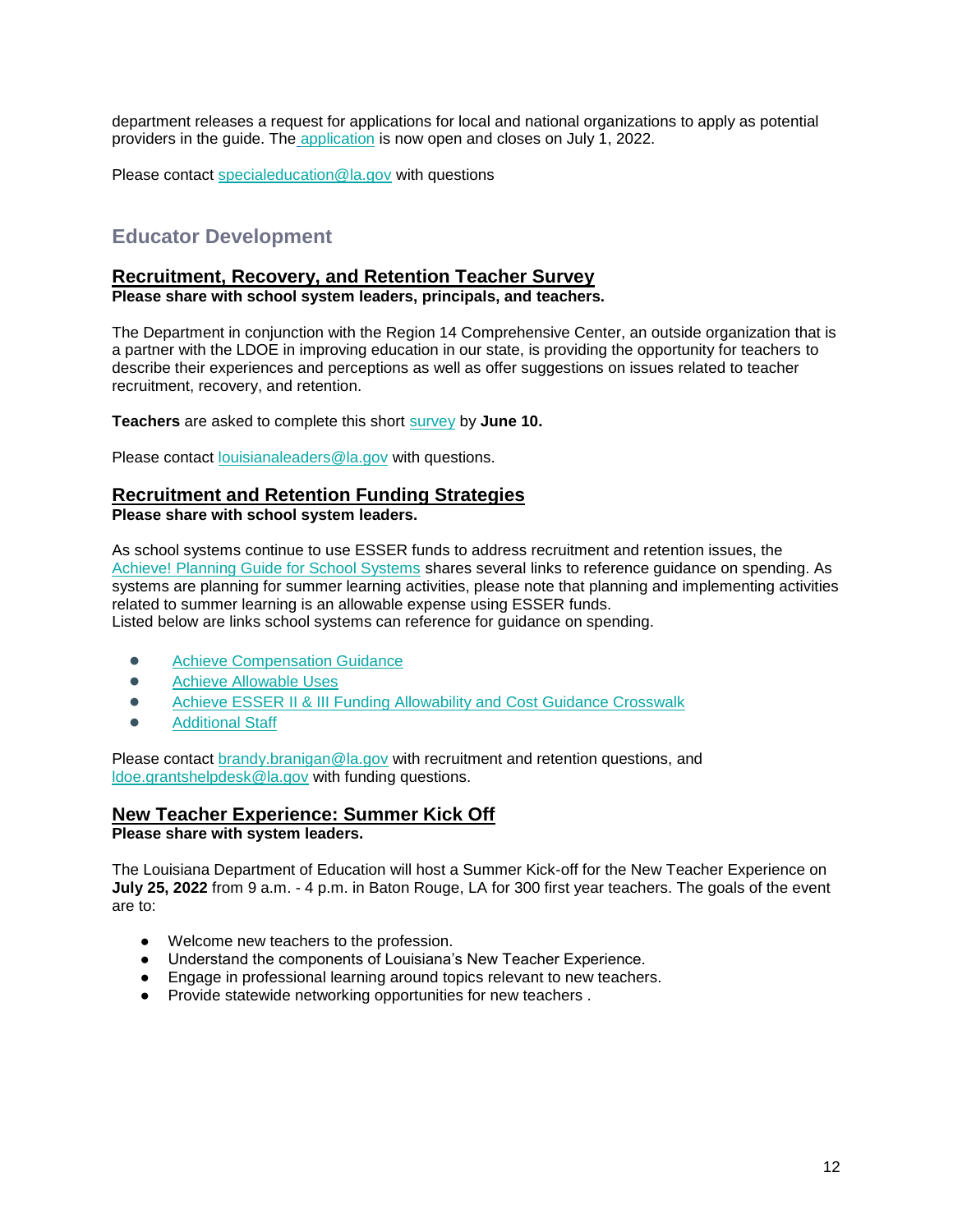department releases a request for applications for local and national organizations to apply as potential providers in the guide. The application is now open and closes on July 1, 2022.

Please contact specialeducation@la.gov with questions

## Educator Development

### Recruitment, Recovery, and Retention Teacher Survey

**Please share with school system leaders, principals, and teachers.**

The Department in conjunction with the Region 14 Comprehensive Center, an outside organization that is a partner with the LDOE in improving education in our state, is providing the opportunity for teachers to describe their experiences and perceptions as well as offer suggestions on issues related to teacher recruitment, recovery, and retention.

**Teachers** are asked to complete this short survey by **June 10.**

Please contact louisianaleaders@la.gov with questions.

### Recruitment and Retention Funding Strategies

**Please share with school system leaders.**

As school systems continue to use ESSER funds to address recruitment and retention issues, the Achieve! Planning Guide for School Systems shares several links to reference guidance on spending. As systems are planning for summer learning activities, please note that planning and implementing activities related to summer learning is an allowable expense using ESSER funds.
Listed below are links school systems can reference for guidance on spending.

- Achieve Compensation Guidance
- Achieve Allowable Uses
- Achieve ESSER II & III Funding Allowability and Cost Guidance Crosswalk
- Additional Staff

Please contact brandy.branigan@la.gov with recruitment and retention questions, and ldoe.grantshelpdesk@la.gov with funding questions.

### New Teacher Experience: Summer Kick Off

**Please share with system leaders.**

The Louisiana Department of Education will host a Summer Kick-off for the New Teacher Experience on **July 25, 2022** from 9 a.m. - 4 p.m. in Baton Rouge, LA for 300 first year teachers. The goals of the event are to:

- Welcome new teachers to the profession.
- Understand the components of Louisiana's New Teacher Experience.
- Engage in professional learning around topics relevant to new teachers.
- Provide statewide networking opportunities for new teachers .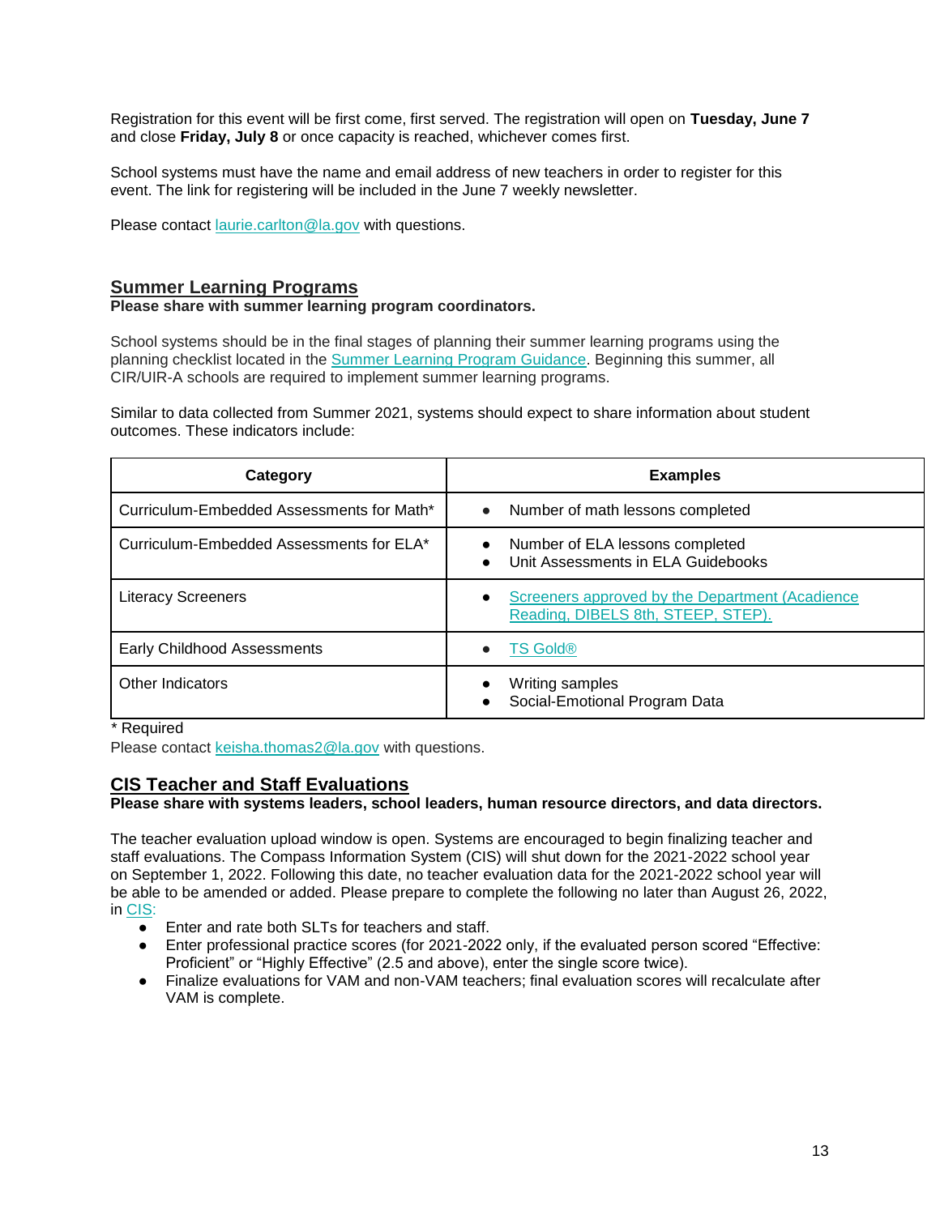Registration for this event will be first come, first served. The registration will open on **Tuesday, June 7** and close **Friday, July 8** or once capacity is reached, whichever comes first.

School systems must have the name and email address of new teachers in order to register for this event. The link for registering will be included in the June 7 weekly newsletter.

Please contact laurie.carlton@la.gov with questions.

## Summer Learning Programs

**Please share with summer learning program coordinators.**

School systems should be in the final stages of planning their summer learning programs using the planning checklist located in the Summer Learning Program Guidance. Beginning this summer, all CIR/UIR-A schools are required to implement summer learning programs.

Similar to data collected from Summer 2021, systems should expect to share information about student outcomes. These indicators include:

| Category | Examples |
| --- | --- |
| Curriculum-Embedded Assessments for Math* | • Number of math lessons completed |
| Curriculum-Embedded Assessments for ELA* | • Number of ELA lessons completed<br>• Unit Assessments in ELA Guidebooks |
| Literacy Screeners | • Screeners approved by the Department (Acadience Reading, DIBELS 8th, STEEP, STEP). |
| Early Childhood Assessments | • TS Gold® |
| Other Indicators | • Writing samples<br>• Social-Emotional Program Data |

* Required

Please contact keisha.thomas2@la.gov with questions.

## CIS Teacher and Staff Evaluations

**Please share with systems leaders, school leaders, human resource directors, and data directors.**

The teacher evaluation upload window is open. Systems are encouraged to begin finalizing teacher and staff evaluations. The Compass Information System (CIS) will shut down for the 2021-2022 school year on September 1, 2022. Following this date, no teacher evaluation data for the 2021-2022 school year will be able to be amended or added. Please prepare to complete the following no later than August 26, 2022, in CIS:

- Enter and rate both SLTs for teachers and staff.
- Enter professional practice scores (for 2021-2022 only, if the evaluated person scored "Effective: Proficient" or "Highly Effective" (2.5 and above), enter the single score twice).
- Finalize evaluations for VAM and non-VAM teachers; final evaluation scores will recalculate after VAM is complete.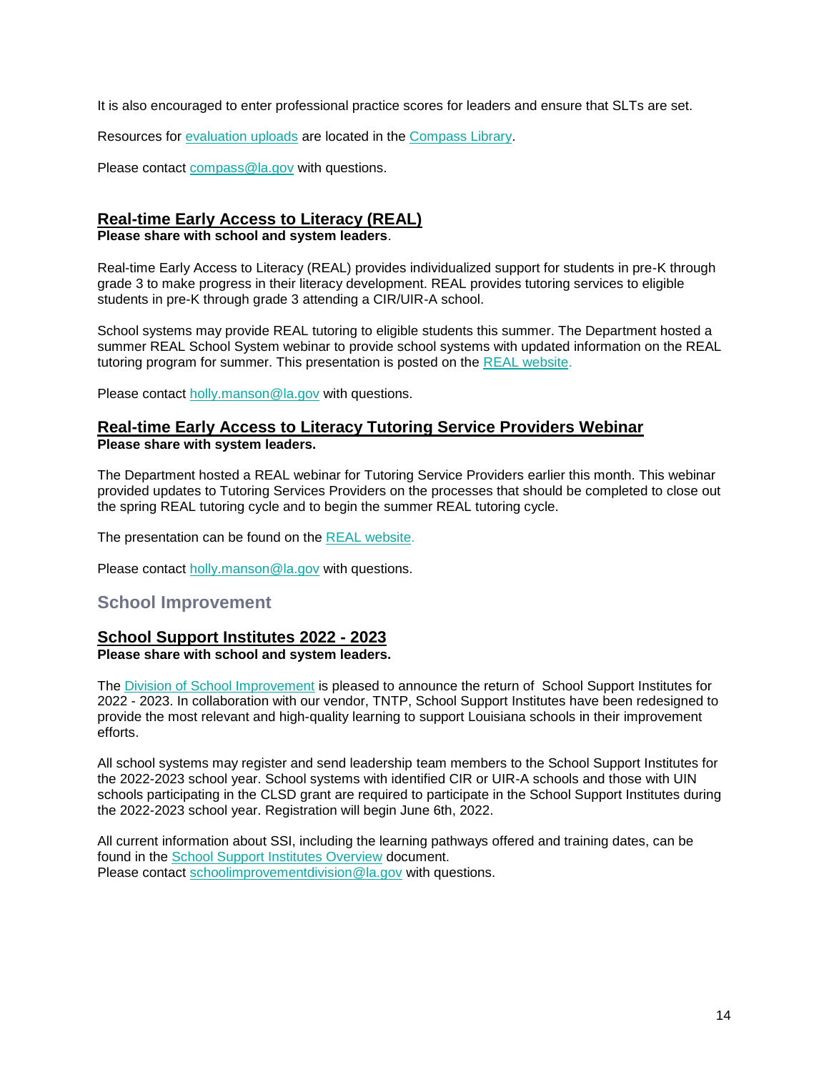It is also encouraged to enter professional practice scores for leaders and ensure that SLTs are set.

Resources for evaluation uploads are located in the Compass Library.

Please contact compass@la.gov with questions.

## Real-time Early Access to Literacy (REAL)

**Please share with school and system leaders**.

Real-time Early Access to Literacy (REAL) provides individualized support for students in pre-K through grade 3 to make progress in their literacy development. REAL provides tutoring services to eligible students in pre-K through grade 3 attending a CIR/UIR-A school.

School systems may provide REAL tutoring to eligible students this summer. The Department hosted a summer REAL School System webinar to provide school systems with updated information on the REAL tutoring program for summer. This presentation is posted on the REAL website.

Please contact holly.manson@la.gov with questions.

## Real-time Early Access to Literacy Tutoring Service Providers Webinar

**Please share with system leaders.**

The Department hosted a REAL webinar for Tutoring Service Providers earlier this month. This webinar provided updates to Tutoring Services Providers on the processes that should be completed to close out the spring REAL tutoring cycle and to begin the summer REAL tutoring cycle.

The presentation can be found on the REAL website.

Please contact holly.manson@la.gov with questions.

# School Improvement

## School Support Institutes 2022 - 2023

**Please share with school and system leaders.**

The Division of School Improvement is pleased to announce the return of School Support Institutes for 2022 - 2023. In collaboration with our vendor, TNTP, School Support Institutes have been redesigned to provide the most relevant and high-quality learning to support Louisiana schools in their improvement efforts.

All school systems may register and send leadership team members to the School Support Institutes for the 2022-2023 school year. School systems with identified CIR or UIR-A schools and those with UIN schools participating in the CLSD grant are required to participate in the School Support Institutes during the 2022-2023 school year. Registration will begin June 6th, 2022.

All current information about SSI, including the learning pathways offered and training dates, can be found in the School Support Institutes Overview document.
Please contact schoolimprovementdivision@la.gov with questions.